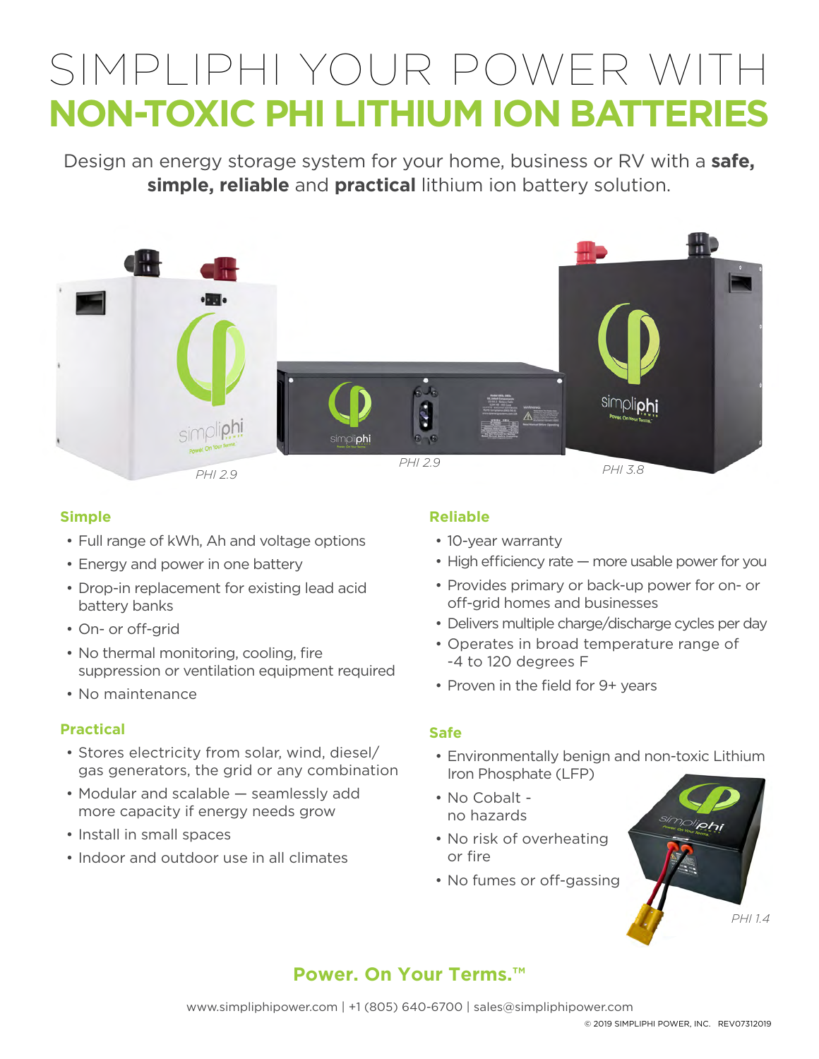# SIMPLIPHI YOUR POWER WITH
# NON-TOXIC PHI LITHIUM ION BATTERIES

Design an energy storage system for your home, business or RV with a **safe, simple, reliable** and **practical** lithium ion battery solution.

*PHI 2.9* *PHI 2.9* *PHI 3.8*

## Simple

- Full range of kWh, Ah and voltage options
- Energy and power in one battery
- Drop-in replacement for existing lead acid battery banks
- On- or off-grid
- No thermal monitoring, cooling, fire suppression or ventilation equipment required
- No maintenance

## Practical

- Stores electricity from solar, wind, diesel/gas generators, the grid or any combination
- Modular and scalable — seamlessly add more capacity if energy needs grow
- Install in small spaces
- Indoor and outdoor use in all climates

## Reliable

- 10-year warranty
- High efficiency rate — more usable power for you
- Provides primary or back-up power for on- or off-grid homes and businesses
- Delivers multiple charge/discharge cycles per day
- Operates in broad temperature range of -4 to 120 degrees F
- Proven in the field for 9+ years

## Safe

- Environmentally benign and non-toxic Lithium Iron Phosphate (LFP)
- No Cobalt - no hazards
- No risk of overheating or fire
- No fumes or off-gassing

*PHI 1.4*

**Power. On Your Terms.™**

www.simpliphipower.com | +1 (805) 640-6700 | sales@simpliphipower.com

© 2019 SIMPLIPHI POWER, INC. REV07312019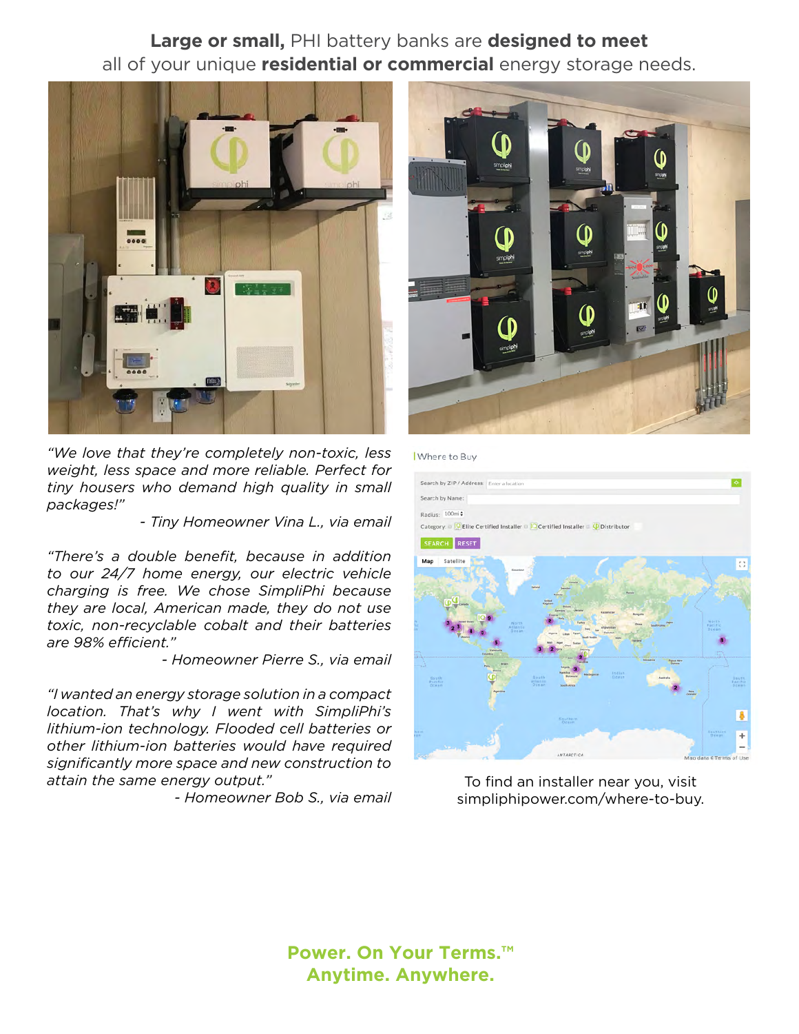**Large or small,** PHI battery banks are **designed to meet** all of your unique **residential or commercial** energy storage needs.

*"We love that they're completely non-toxic, less weight, less space and more reliable. Perfect for tiny housers who demand high quality in small packages!"*

*- Tiny Homeowner Vina L., via email*

*"There's a double benefit, because in addition to our 24/7 home energy, our electric vehicle charging is free. We chose SimpliPhi because they are local, American made, they do not use toxic, non-recyclable cobalt and their batteries are 98% efficient."*

*- Homeowner Pierre S., via email*

*"I wanted an energy storage solution in a compact location. That's why I went with SimpliPhi's lithium-ion technology. Flooded cell batteries or other lithium-ion batteries would have required significantly more space and new construction to attain the same energy output."*

*- Homeowner Bob S., via email*

To find an installer near you, visit simpliphipower.com/where-to-buy.

**Power. On Your Terms.™**
**Anytime. Anywhere.**